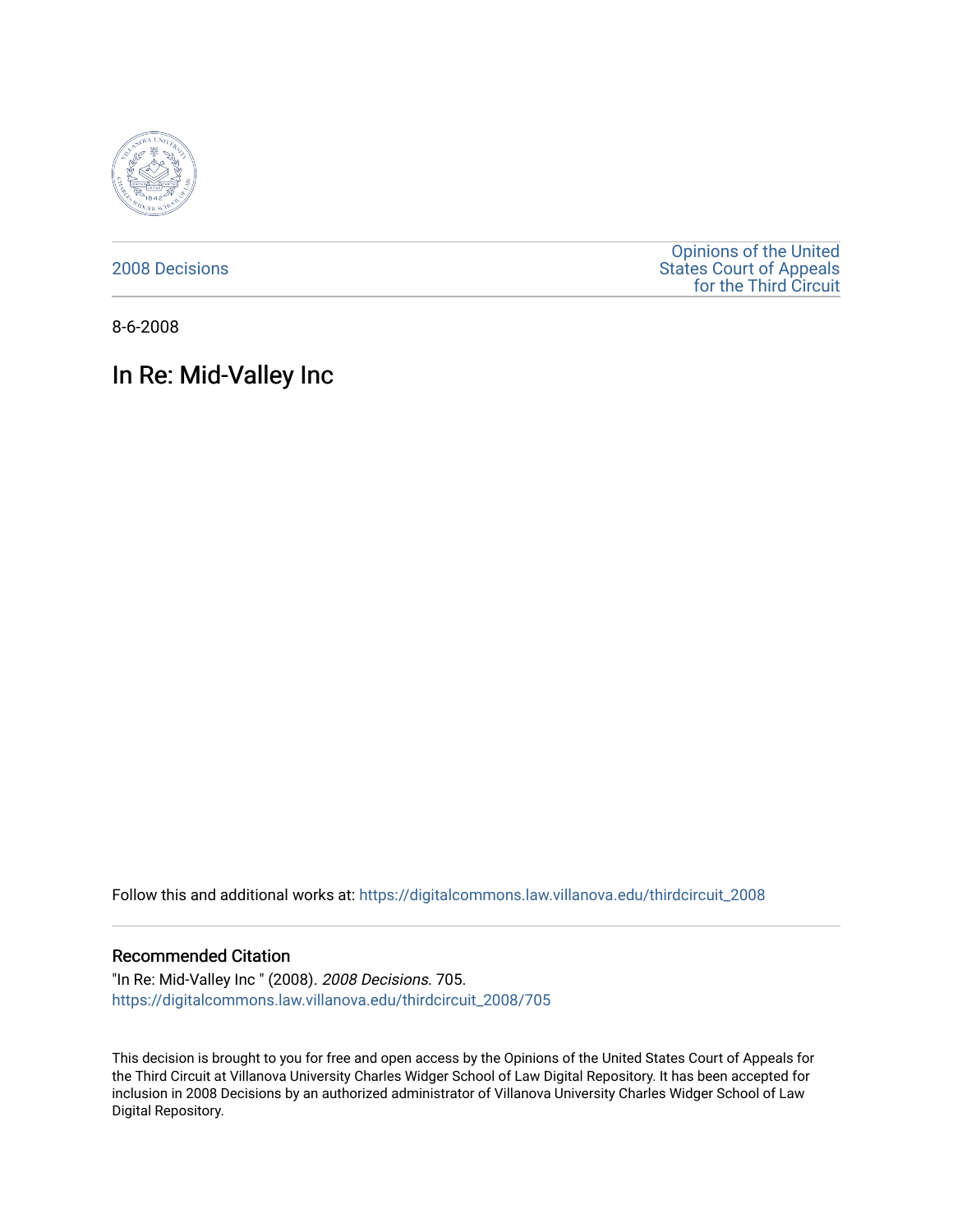2008 Decisions

Opinions of the United States Court of Appeals for the Third Circuit

8-6-2008

# In Re: Mid-Valley Inc

Follow this and additional works at: https://digitalcommons.law.villanova.edu/thirdcircuit_2008

## Recommended Citation

"In Re: Mid-Valley Inc " (2008). *2008 Decisions*. 705.
https://digitalcommons.law.villanova.edu/thirdcircuit_2008/705

This decision is brought to you for free and open access by the Opinions of the United States Court of Appeals for the Third Circuit at Villanova University Charles Widger School of Law Digital Repository. It has been accepted for inclusion in 2008 Decisions by an authorized administrator of Villanova University Charles Widger School of Law Digital Repository.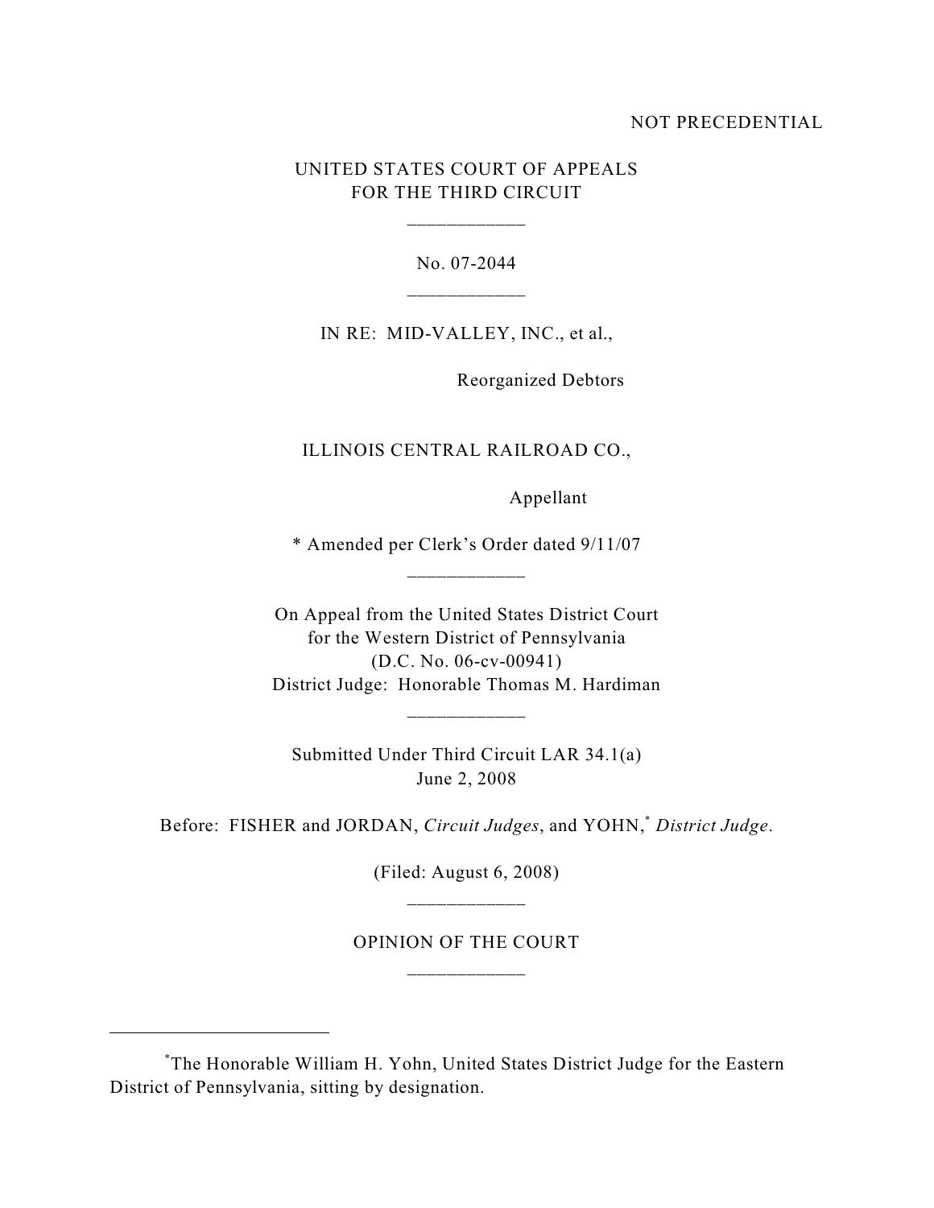NOT PRECEDENTIAL

UNITED STATES COURT OF APPEALS
FOR THE THIRD CIRCUIT

\_\_\_\_\_\_\_\_\_\_\_\_

No. 07-2044

\_\_\_\_\_\_\_\_\_\_\_\_

IN RE: MID-VALLEY, INC., et al.,

Reorganized Debtors

ILLINOIS CENTRAL RAILROAD CO.,

Appellant

* Amended per Clerk's Order dated 9/11/07

\_\_\_\_\_\_\_\_\_\_\_\_

On Appeal from the United States District Court
for the Western District of Pennsylvania
(D.C. No. 06-cv-00941)
District Judge: Honorable Thomas M. Hardiman

\_\_\_\_\_\_\_\_\_\_\_\_

Submitted Under Third Circuit LAR 34.1(a)
June 2, 2008

Before: FISHER and JORDAN, *Circuit Judges*, and YOHN,[*] *District Judge*.

(Filed: August 6, 2008)

\_\_\_\_\_\_\_\_\_\_\_\_

OPINION OF THE COURT

\_\_\_\_\_\_\_\_\_\_\_\_

---

[*] The Honorable William H. Yohn, United States District Judge for the Eastern District of Pennsylvania, sitting by designation.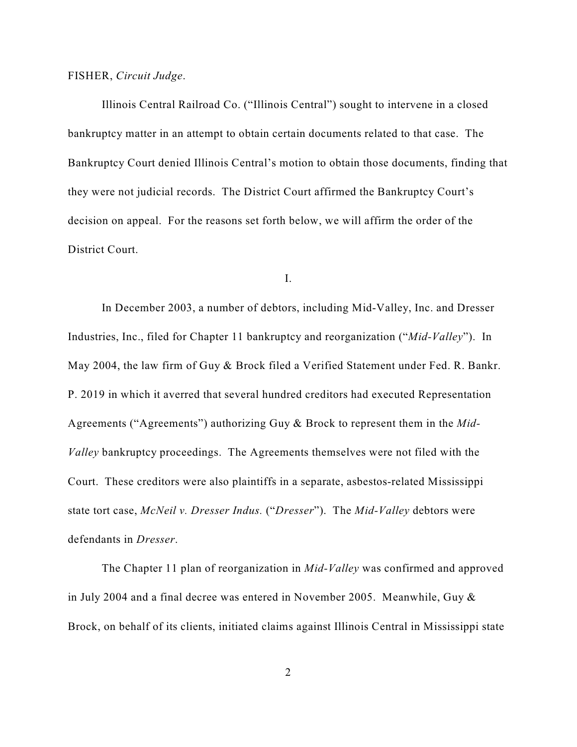FISHER, *Circuit Judge*.

Illinois Central Railroad Co. ("Illinois Central") sought to intervene in a closed bankruptcy matter in an attempt to obtain certain documents related to that case. The Bankruptcy Court denied Illinois Central's motion to obtain those documents, finding that they were not judicial records. The District Court affirmed the Bankruptcy Court's decision on appeal. For the reasons set forth below, we will affirm the order of the District Court.

I.

In December 2003, a number of debtors, including Mid-Valley, Inc. and Dresser Industries, Inc., filed for Chapter 11 bankruptcy and reorganization ("*Mid-Valley*"). In May 2004, the law firm of Guy & Brock filed a Verified Statement under Fed. R. Bankr. P. 2019 in which it averred that several hundred creditors had executed Representation Agreements ("Agreements") authorizing Guy & Brock to represent them in the *Mid-Valley* bankruptcy proceedings. The Agreements themselves were not filed with the Court. These creditors were also plaintiffs in a separate, asbestos-related Mississippi state tort case, *McNeil v. Dresser Indus.* ("*Dresser*"). The *Mid-Valley* debtors were defendants in *Dresser*.

The Chapter 11 plan of reorganization in *Mid-Valley* was confirmed and approved in July 2004 and a final decree was entered in November 2005. Meanwhile, Guy & Brock, on behalf of its clients, initiated claims against Illinois Central in Mississippi state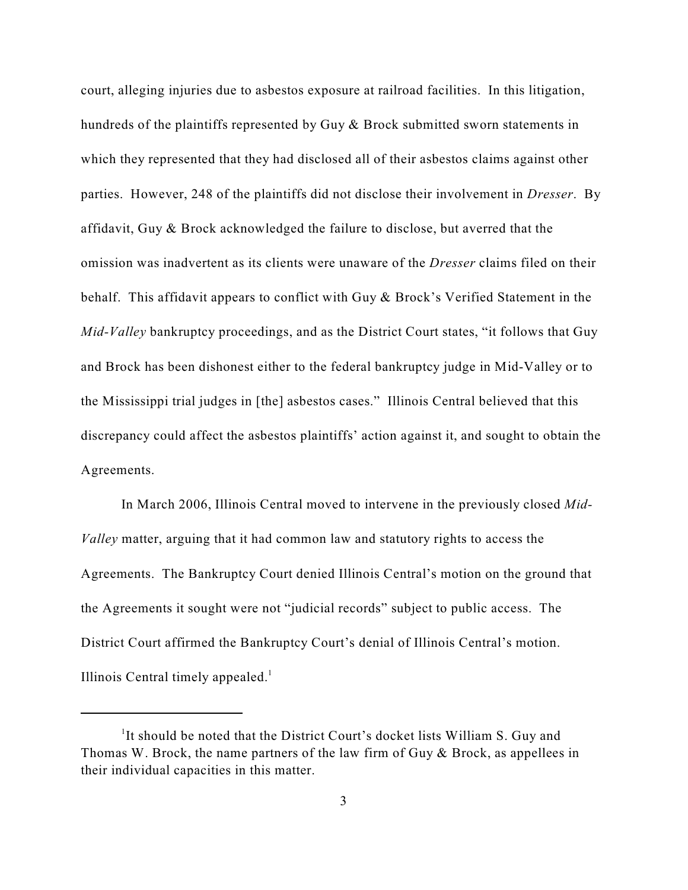court, alleging injuries due to asbestos exposure at railroad facilities. In this litigation, hundreds of the plaintiffs represented by Guy & Brock submitted sworn statements in which they represented that they had disclosed all of their asbestos claims against other parties. However, 248 of the plaintiffs did not disclose their involvement in *Dresser*. By affidavit, Guy & Brock acknowledged the failure to disclose, but averred that the omission was inadvertent as its clients were unaware of the *Dresser* claims filed on their behalf. This affidavit appears to conflict with Guy & Brock's Verified Statement in the *Mid-Valley* bankruptcy proceedings, and as the District Court states, "it follows that Guy and Brock has been dishonest either to the federal bankruptcy judge in Mid-Valley or to the Mississippi trial judges in [the] asbestos cases." Illinois Central believed that this discrepancy could affect the asbestos plaintiffs' action against it, and sought to obtain the Agreements.

In March 2006, Illinois Central moved to intervene in the previously closed *Mid-Valley* matter, arguing that it had common law and statutory rights to access the Agreements. The Bankruptcy Court denied Illinois Central's motion on the ground that the Agreements it sought were not "judicial records" subject to public access. The District Court affirmed the Bankruptcy Court's denial of Illinois Central's motion. Illinois Central timely appealed.[1]

---

[1] It should be noted that the District Court's docket lists William S. Guy and Thomas W. Brock, the name partners of the law firm of Guy & Brock, as appellees in their individual capacities in this matter.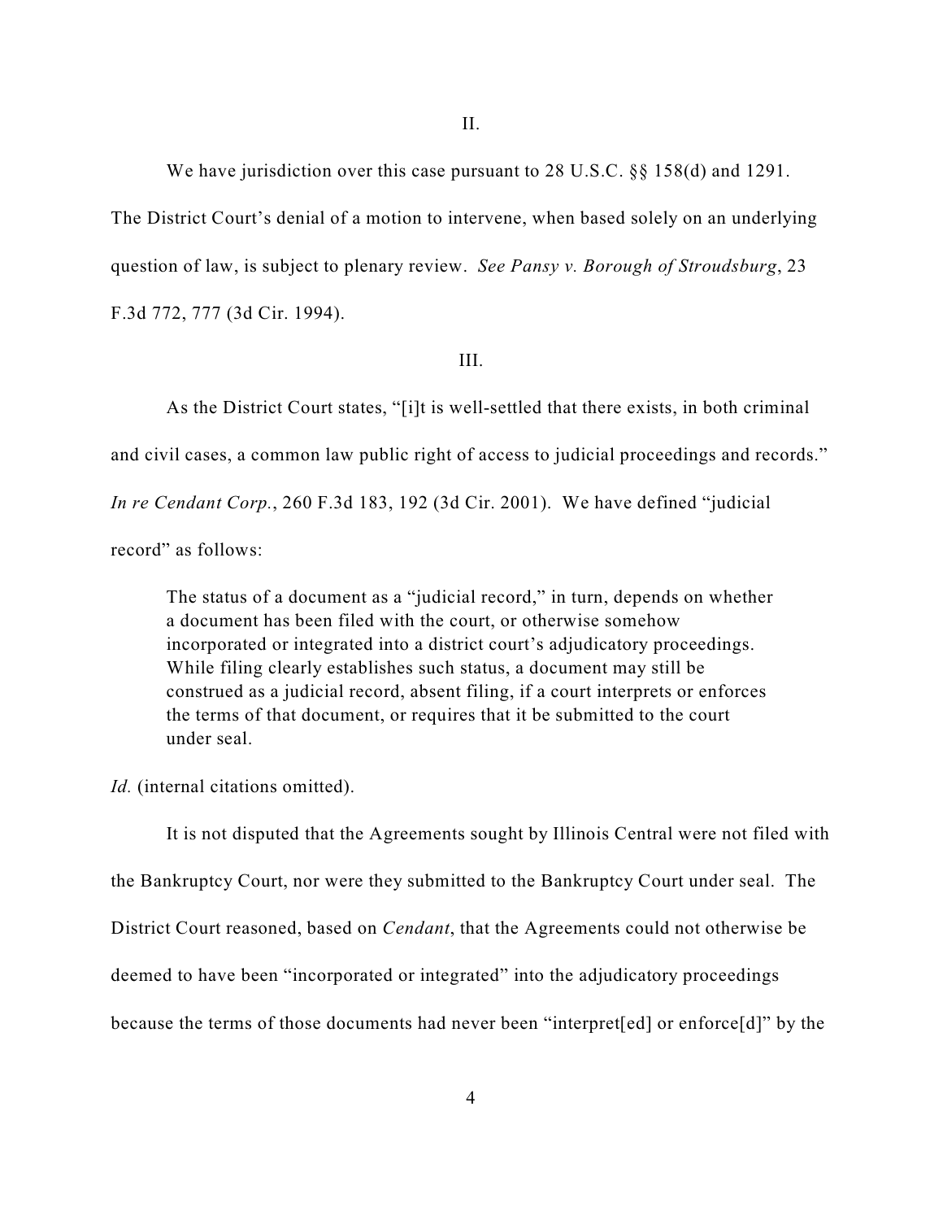II.

We have jurisdiction over this case pursuant to 28 U.S.C. §§ 158(d) and 1291. The District Court's denial of a motion to intervene, when based solely on an underlying question of law, is subject to plenary review. *See Pansy v. Borough of Stroudsburg*, 23 F.3d 772, 777 (3d Cir. 1994).

III.

As the District Court states, "[i]t is well-settled that there exists, in both criminal and civil cases, a common law public right of access to judicial proceedings and records." *In re Cendant Corp.*, 260 F.3d 183, 192 (3d Cir. 2001). We have defined "judicial record" as follows:

> The status of a document as a "judicial record," in turn, depends on whether a document has been filed with the court, or otherwise somehow incorporated or integrated into a district court's adjudicatory proceedings. While filing clearly establishes such status, a document may still be construed as a judicial record, absent filing, if a court interprets or enforces the terms of that document, or requires that it be submitted to the court under seal.

*Id.* (internal citations omitted).

It is not disputed that the Agreements sought by Illinois Central were not filed with the Bankruptcy Court, nor were they submitted to the Bankruptcy Court under seal. The District Court reasoned, based on *Cendant*, that the Agreements could not otherwise be deemed to have been "incorporated or integrated" into the adjudicatory proceedings because the terms of those documents had never been "interpret[ed] or enforce[d]" by the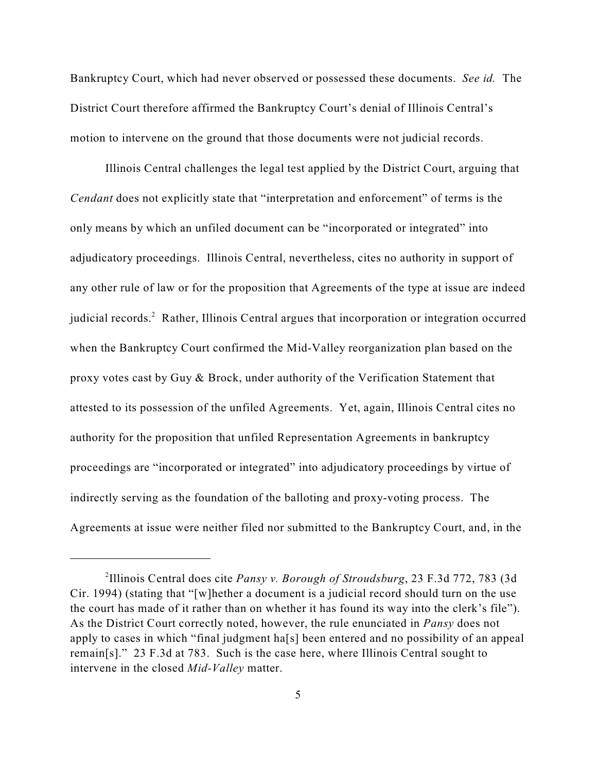Bankruptcy Court, which had never observed or possessed these documents. *See id.* The District Court therefore affirmed the Bankruptcy Court's denial of Illinois Central's motion to intervene on the ground that those documents were not judicial records.

Illinois Central challenges the legal test applied by the District Court, arguing that *Cendant* does not explicitly state that "interpretation and enforcement" of terms is the only means by which an unfiled document can be "incorporated or integrated" into adjudicatory proceedings. Illinois Central, nevertheless, cites no authority in support of any other rule of law or for the proposition that Agreements of the type at issue are indeed judicial records.[2] Rather, Illinois Central argues that incorporation or integration occurred when the Bankruptcy Court confirmed the Mid-Valley reorganization plan based on the proxy votes cast by Guy & Brock, under authority of the Verification Statement that attested to its possession of the unfiled Agreements. Yet, again, Illinois Central cites no authority for the proposition that unfiled Representation Agreements in bankruptcy proceedings are "incorporated or integrated" into adjudicatory proceedings by virtue of indirectly serving as the foundation of the balloting and proxy-voting process. The Agreements at issue were neither filed nor submitted to the Bankruptcy Court, and, in the

---

[2]Illinois Central does cite *Pansy v. Borough of Stroudsburg*, 23 F.3d 772, 783 (3d Cir. 1994) (stating that "[w]hether a document is a judicial record should turn on the use the court has made of it rather than on whether it has found its way into the clerk's file"). As the District Court correctly noted, however, the rule enunciated in *Pansy* does not apply to cases in which "final judgment ha[s] been entered and no possibility of an appeal remain[s]." 23 F.3d at 783. Such is the case here, where Illinois Central sought to intervene in the closed *Mid-Valley* matter.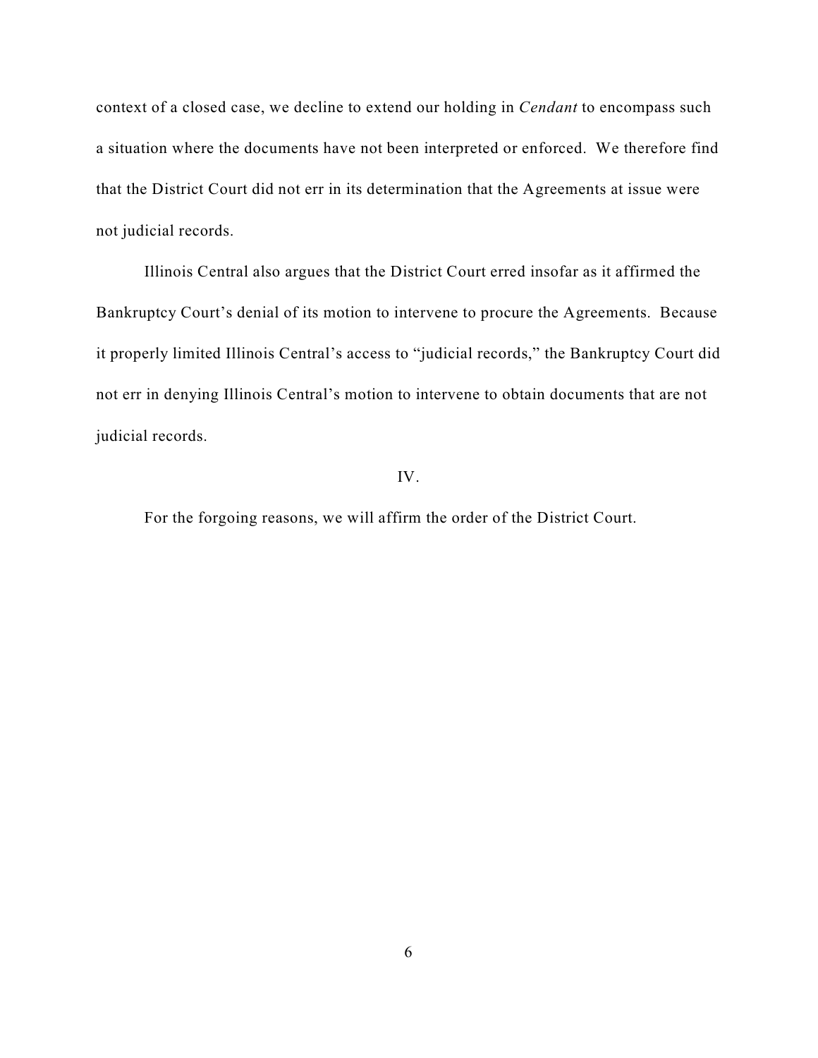context of a closed case, we decline to extend our holding in *Cendant* to encompass such a situation where the documents have not been interpreted or enforced. We therefore find that the District Court did not err in its determination that the Agreements at issue were not judicial records.

Illinois Central also argues that the District Court erred insofar as it affirmed the Bankruptcy Court's denial of its motion to intervene to procure the Agreements. Because it properly limited Illinois Central's access to "judicial records," the Bankruptcy Court did not err in denying Illinois Central's motion to intervene to obtain documents that are not judicial records.

IV.

For the forgoing reasons, we will affirm the order of the District Court.